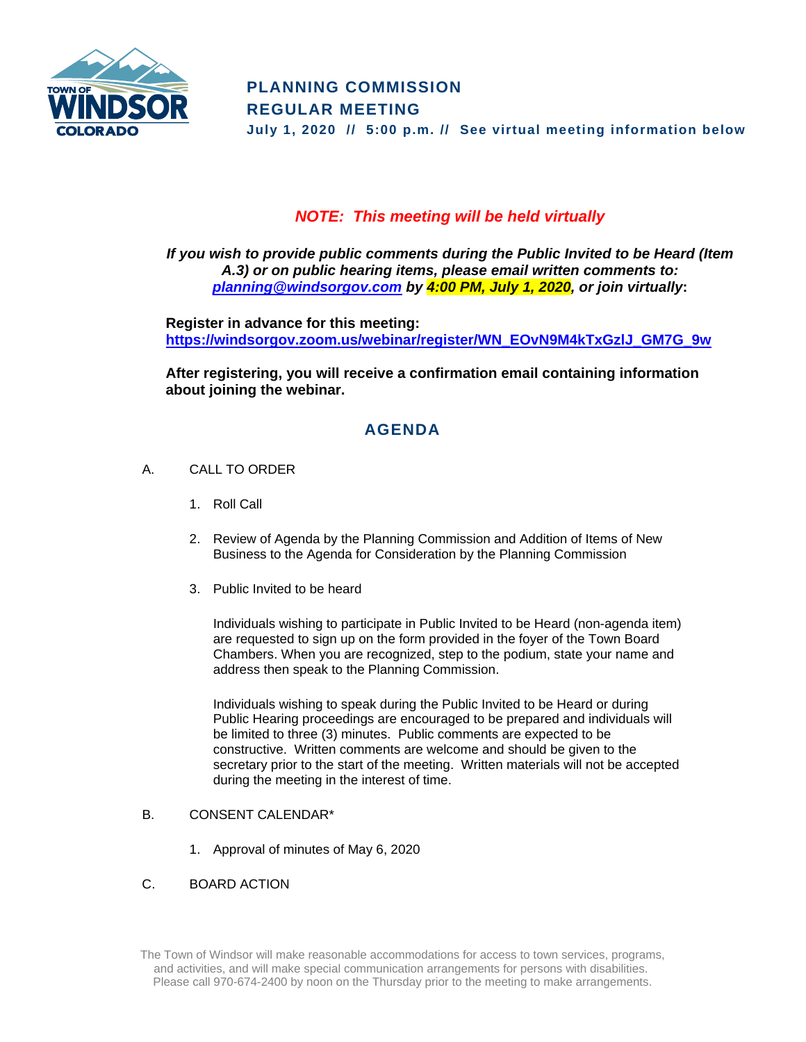**TOWN OF WINDSOR COLORADO**

# PLANNING COMMISSION
# REGULAR MEETING

**July 1, 2020 // 5:00 p.m. // See virtual meeting information below**

***NOTE: This meeting will be held virtually***

***If you wish to provide public comments during the Public Invited to be Heard (Item A.3) or on public hearing items, please email written comments to: [planning@windsorgov.com](mailto:planning@windsorgov.com) by 4:00 PM, July 1, 2020, or join virtually*:**

**Register in advance for this meeting:**
**[https://windsorgov.zoom.us/webinar/register/WN_EOvN9M4kTxGzlJ_GM7G_9w](https://windsorgov.zoom.us/webinar/register/WN_EOvN9M4kTxGzlJ_GM7G_9w)**

**After registering, you will receive a confirmation email containing information about joining the webinar.**

## AGENDA

A. CALL TO ORDER

1. Roll Call

2. Review of Agenda by the Planning Commission and Addition of Items of New Business to the Agenda for Consideration by the Planning Commission

3. Public Invited to be heard

   Individuals wishing to participate in Public Invited to be Heard (non-agenda item) are requested to sign up on the form provided in the foyer of the Town Board Chambers. When you are recognized, step to the podium, state your name and address then speak to the Planning Commission.

   Individuals wishing to speak during the Public Invited to be Heard or during Public Hearing proceedings are encouraged to be prepared and individuals will be limited to three (3) minutes. Public comments are expected to be constructive. Written comments are welcome and should be given to the secretary prior to the start of the meeting. Written materials will not be accepted during the meeting in the interest of time.

B. CONSENT CALENDAR*

1. Approval of minutes of May 6, 2020

C. BOARD ACTION

The Town of Windsor will make reasonable accommodations for access to town services, programs, and activities, and will make special communication arrangements for persons with disabilities. Please call 970-674-2400 by noon on the Thursday prior to the meeting to make arrangements.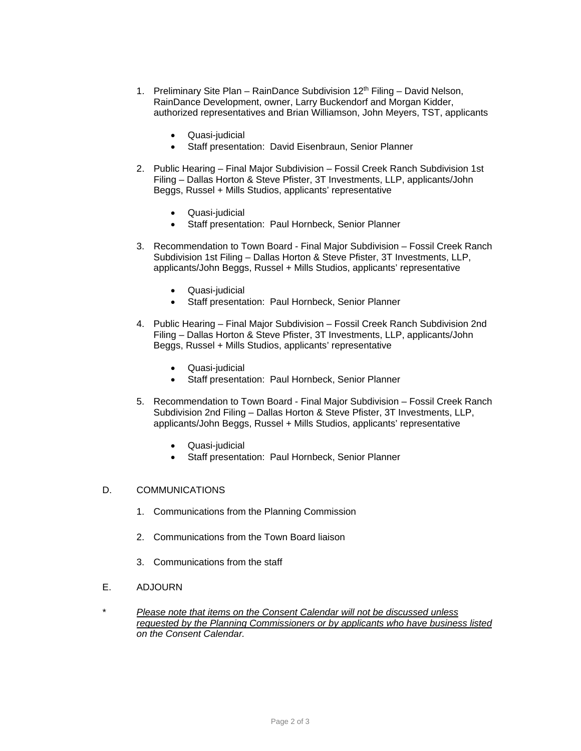1. Preliminary Site Plan – RainDance Subdivision 12th Filing – David Nelson, RainDance Development, owner, Larry Buckendorf and Morgan Kidder, authorized representatives and Brian Williamson, John Meyers, TST, applicants

    - Quasi-judicial
    - Staff presentation: David Eisenbraun, Senior Planner

2. Public Hearing – Final Major Subdivision – Fossil Creek Ranch Subdivision 1st Filing – Dallas Horton & Steve Pfister, 3T Investments, LLP, applicants/John Beggs, Russel + Mills Studios, applicants' representative

    - Quasi-judicial
    - Staff presentation: Paul Hornbeck, Senior Planner

3. Recommendation to Town Board - Final Major Subdivision – Fossil Creek Ranch Subdivision 1st Filing – Dallas Horton & Steve Pfister, 3T Investments, LLP, applicants/John Beggs, Russel + Mills Studios, applicants' representative

    - Quasi-judicial
    - Staff presentation: Paul Hornbeck, Senior Planner

4. Public Hearing – Final Major Subdivision – Fossil Creek Ranch Subdivision 2nd Filing – Dallas Horton & Steve Pfister, 3T Investments, LLP, applicants/John Beggs, Russel + Mills Studios, applicants' representative

    - Quasi-judicial
    - Staff presentation: Paul Hornbeck, Senior Planner

5. Recommendation to Town Board - Final Major Subdivision – Fossil Creek Ranch Subdivision 2nd Filing – Dallas Horton & Steve Pfister, 3T Investments, LLP, applicants/John Beggs, Russel + Mills Studios, applicants' representative

    - Quasi-judicial
    - Staff presentation: Paul Hornbeck, Senior Planner

D. COMMUNICATIONS

1. Communications from the Planning Commission

2. Communications from the Town Board liaison

3. Communications from the staff

E. ADJOURN

\* *Please note that items on the Consent Calendar will not be discussed unless requested by the Planning Commissioners or by applicants who have business listed on the Consent Calendar.*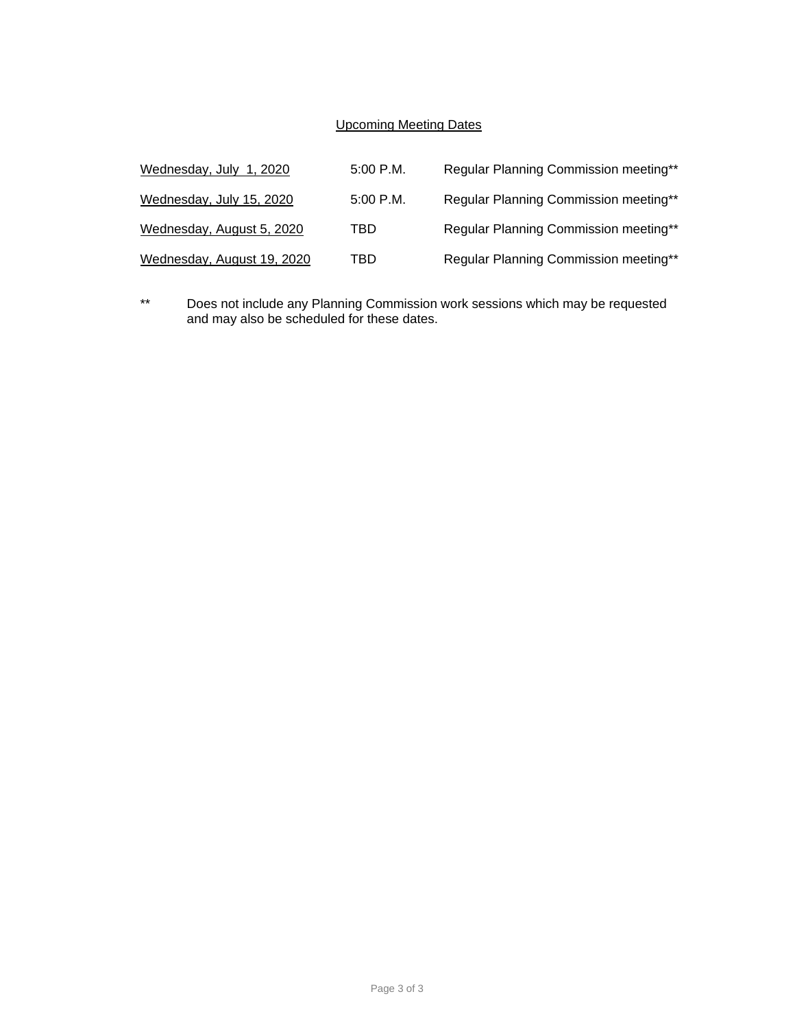Upcoming Meeting Dates

| | | |
|---|---|---|
| Wednesday, July 1, 2020 | 5:00 P.M. | Regular Planning Commission meeting** |
| Wednesday, July 15, 2020 | 5:00 P.M. | Regular Planning Commission meeting** |
| Wednesday, August 5, 2020 | TBD | Regular Planning Commission meeting** |
| Wednesday, August 19, 2020 | TBD | Regular Planning Commission meeting** |

** Does not include any Planning Commission work sessions which may be requested and may also be scheduled for these dates.